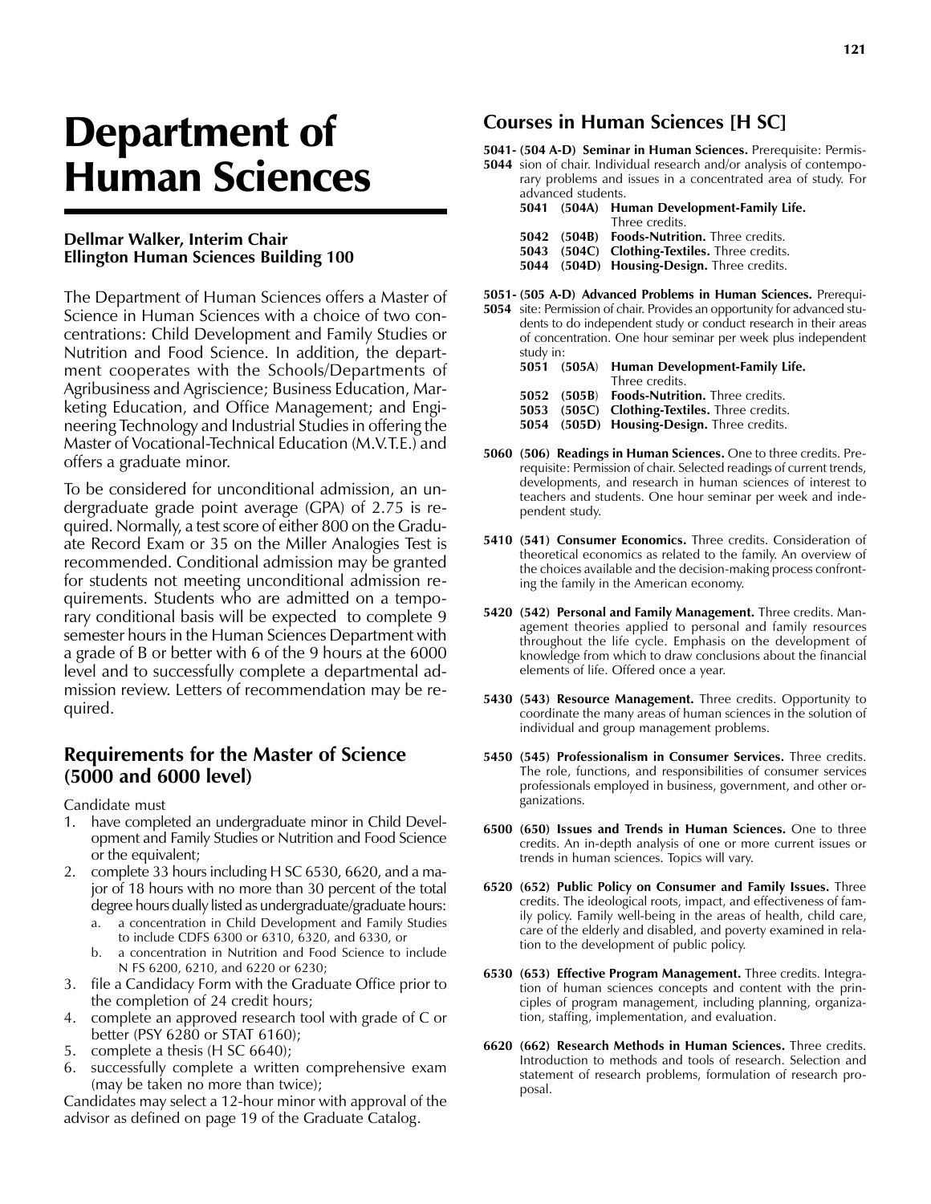# Department of Human Sciences

**Dellmar Walker, Interim Chair**
**Ellington Human Sciences Building 100**

The Department of Human Sciences offers a Master of Science in Human Sciences with a choice of two concentrations: Child Development and Family Studies or Nutrition and Food Science. In addition, the department cooperates with the Schools/Departments of Agribusiness and Agriscience; Business Education, Marketing Education, and Office Management; and Engineering Technology and Industrial Studies in offering the Master of Vocational-Technical Education (M.V.T.E.) and offers a graduate minor.

To be considered for unconditional admission, an undergraduate grade point average (GPA) of 2.75 is required. Normally, a test score of either 800 on the Graduate Record Exam or 35 on the Miller Analogies Test is recommended. Conditional admission may be granted for students not meeting unconditional admission requirements. Students who are admitted on a temporary conditional basis will be expected to complete 9 semester hours in the Human Sciences Department with a grade of B or better with 6 of the 9 hours at the 6000 level and to successfully complete a departmental admission review. Letters of recommendation may be required.

## Requirements for the Master of Science (5000 and 6000 level)

Candidate must

1. have completed an undergraduate minor in Child Development and Family Studies or Nutrition and Food Science or the equivalent;
2. complete 33 hours including H SC 6530, 6620, and a major of 18 hours with no more than 30 percent of the total degree hours dually listed as undergraduate/graduate hours:
   a. a concentration in Child Development and Family Studies to include CDFS 6300 or 6310, 6320, and 6330, or
   b. a concentration in Nutrition and Food Science to include N FS 6200, 6210, and 6220 or 6230;
3. file a Candidacy Form with the Graduate Office prior to the completion of 24 credit hours;
4. complete an approved research tool with grade of C or better (PSY 6280 or STAT 6160);
5. complete a thesis (H SC 6640);
6. successfully complete a written comprehensive exam (may be taken no more than twice);

Candidates may select a 12-hour minor with approval of the advisor as defined on page 19 of the Graduate Catalog.

## Courses in Human Sciences [H SC]

**5041- 5044 (504 A-D) Seminar in Human Sciences.** Prerequisite: Permission of chair. Individual research and/or analysis of contemporary problems and issues in a concentrated area of study. For advanced students.

- **5041 (504A) Human Development-Family Life.** Three credits.
- **5042 (504B) Foods-Nutrition.** Three credits.
- **5043 (504C) Clothing-Textiles.** Three credits.
- **5044 (504D) Housing-Design.** Three credits.

**5051- 5054 (505 A-D) Advanced Problems in Human Sciences.** Prerequisite: Permission of chair. Provides an opportunity for advanced students to do independent study or conduct research in their areas of concentration. One hour seminar per week plus independent study in:

- **5051 (505A) Human Development-Family Life.** Three credits.
- **5052 (505B) Foods-Nutrition.** Three credits.
- **5053 (505C) Clothing-Textiles.** Three credits.
- **5054 (505D) Housing-Design.** Three credits.

**5060 (506) Readings in Human Sciences.** One to three credits. Prerequisite: Permission of chair. Selected readings of current trends, developments, and research in human sciences of interest to teachers and students. One hour seminar per week and independent study.

**5410 (541) Consumer Economics.** Three credits. Consideration of theoretical economics as related to the family. An overview of the choices available and the decision-making process confronting the family in the American economy.

**5420 (542) Personal and Family Management.** Three credits. Management theories applied to personal and family resources throughout the life cycle. Emphasis on the development of knowledge from which to draw conclusions about the financial elements of life. Offered once a year.

**5430 (543) Resource Management.** Three credits. Opportunity to coordinate the many areas of human sciences in the solution of individual and group management problems.

**5450 (545) Professionalism in Consumer Services.** Three credits. The role, functions, and responsibilities of consumer services professionals employed in business, government, and other organizations.

**6500 (650) Issues and Trends in Human Sciences.** One to three credits. An in-depth analysis of one or more current issues or trends in human sciences. Topics will vary.

**6520 (652) Public Policy on Consumer and Family Issues.** Three credits. The ideological roots, impact, and effectiveness of family policy. Family well-being in the areas of health, child care, care of the elderly and disabled, and poverty examined in relation to the development of public policy.

**6530 (653) Effective Program Management.** Three credits. Integration of human sciences concepts and content with the principles of program management, including planning, organization, staffing, implementation, and evaluation.

**6620 (662) Research Methods in Human Sciences.** Three credits. Introduction to methods and tools of research. Selection and statement of research problems, formulation of research proposal.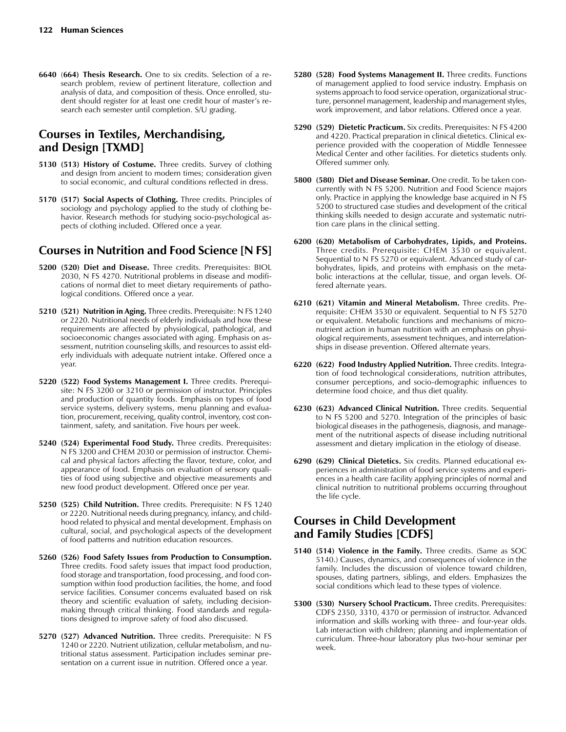**6640** (**664**) **Thesis Research.** One to six credits. Selection of a research problem, review of pertinent literature, collection and analysis of data, and composition of thesis. Once enrolled, student should register for at least one credit hour of master's research each semester until completion. S/U grading.

## Courses in Textiles, Merchandising, and Design [TXMD]

**5130 (513) History of Costume.** Three credits. Survey of clothing and design from ancient to modern times; consideration given to social economic, and cultural conditions reflected in dress.

**5170 (517) Social Aspects of Clothing.** Three credits. Principles of sociology and psychology applied to the study of clothing behavior. Research methods for studying socio-psychological aspects of clothing included. Offered once a year.

## Courses in Nutrition and Food Science [N FS]

**5200 (520) Diet and Disease.** Three credits. Prerequisites: BIOL 2030, N FS 4270. Nutritional problems in disease and modifications of normal diet to meet dietary requirements of pathological conditions. Offered once a year.

**5210 (521) Nutrition in Aging.** Three credits. Prerequisite: N FS 1240 or 2220. Nutritional needs of elderly individuals and how these requirements are affected by physiological, pathological, and socioeconomic changes associated with aging. Emphasis on assessment, nutrition counseling skills, and resources to assist elderly individuals with adequate nutrient intake. Offered once a year.

**5220 (522) Food Systems Management I.** Three credits. Prerequisite: N FS 3200 or 3210 or permission of instructor. Principles and production of quantity foods. Emphasis on types of food service systems, delivery systems, menu planning and evaluation, procurement, receiving, quality control, inventory, cost containment, safety, and sanitation. Five hours per week.

**5240 (524) Experimental Food Study.** Three credits. Prerequisites: N FS 3200 and CHEM 2030 or permission of instructor. Chemical and physical factors affecting the flavor, texture, color, and appearance of food. Emphasis on evaluation of sensory qualities of food using subjective and objective measurements and new food product development. Offered once per year.

**5250 (525) Child Nutrition.** Three credits. Prerequisite: N FS 1240 or 2220. Nutritional needs during pregnancy, infancy, and childhood related to physical and mental development. Emphasis on cultural, social, and psychological aspects of the development of food patterns and nutrition education resources.

**5260 (526) Food Safety Issues from Production to Consumption.** Three credits. Food safety issues that impact food production, food storage and transportation, food processing, and food consumption within food production facilities, the home, and food service facilities. Consumer concerns evaluated based on risk theory and scientific evaluation of safety, including decision-making through critical thinking. Food standards and regulations designed to improve safety of food also discussed.

**5270 (527) Advanced Nutrition.** Three credits. Prerequisite: N FS 1240 or 2220. Nutrient utilization, cellular metabolism, and nutritional status assessment. Participation includes seminar presentation on a current issue in nutrition. Offered once a year.

**5280 (528) Food Systems Management II.** Three credits. Functions of management applied to food service industry. Emphasis on systems approach to food service operation, organizational structure, personnel management, leadership and management styles, work improvement, and labor relations. Offered once a year.

**5290 (529) Dietetic Practicum.** Six credits. Prerequisites: N FS 4200 and 4220. Practical preparation in clinical dietetics. Clinical experience provided with the cooperation of Middle Tennessee Medical Center and other facilities. For dietetics students only. Offered summer only.

**5800 (580) Diet and Disease Seminar.** One credit. To be taken concurrently with N FS 5200. Nutrition and Food Science majors only. Practice in applying the knowledge base acquired in N FS 5200 to structured case studies and development of the critical thinking skills needed to design accurate and systematic nutrition care plans in the clinical setting.

**6200 (620) Metabolism of Carbohydrates, Lipids, and Proteins.** Three credits. Prerequisite: CHEM 3530 or equivalent. Sequential to N FS 5270 or equivalent. Advanced study of carbohydrates, lipids, and proteins with emphasis on the metabolic interactions at the cellular, tissue, and organ levels. Offered alternate years.

**6210 (621) Vitamin and Mineral Metabolism.** Three credits. Prerequisite: CHEM 3530 or equivalent. Sequential to N FS 5270 or equivalent. Metabolic functions and mechanisms of micronutrient action in human nutrition with an emphasis on physiological requirements, assessment techniques, and interrelationships in disease prevention. Offered alternate years.

**6220 (622) Food Industry Applied Nutrition.** Three credits. Integration of food technological considerations, nutrition attributes, consumer perceptions, and socio-demographic influences to determine food choice, and thus diet quality.

**6230 (623) Advanced Clinical Nutrition.** Three credits. Sequential to N FS 5200 and 5270. Integration of the principles of basic biological diseases in the pathogenesis, diagnosis, and management of the nutritional aspects of disease including nutritional assessment and dietary implication in the etiology of disease.

**6290 (629) Clinical Dietetics.** Six credits. Planned educational experiences in administration of food service systems and experiences in a health care facility applying principles of normal and clinical nutrition to nutritional problems occurring throughout the life cycle.

## Courses in Child Development and Family Studies [CDFS]

**5140 (514) Violence in the Family.** Three credits. (Same as SOC 5140.) Causes, dynamics, and consequences of violence in the family. Includes the discussion of violence toward children, spouses, dating partners, siblings, and elders. Emphasizes the social conditions which lead to these types of violence.

**5300 (530) Nursery School Practicum.** Three credits. Prerequisites: CDFS 2350, 3310, 4370 or permission of instructor. Advanced information and skills working with three- and four-year olds. Lab interaction with children; planning and implementation of curriculum. Three-hour laboratory plus two-hour seminar per week.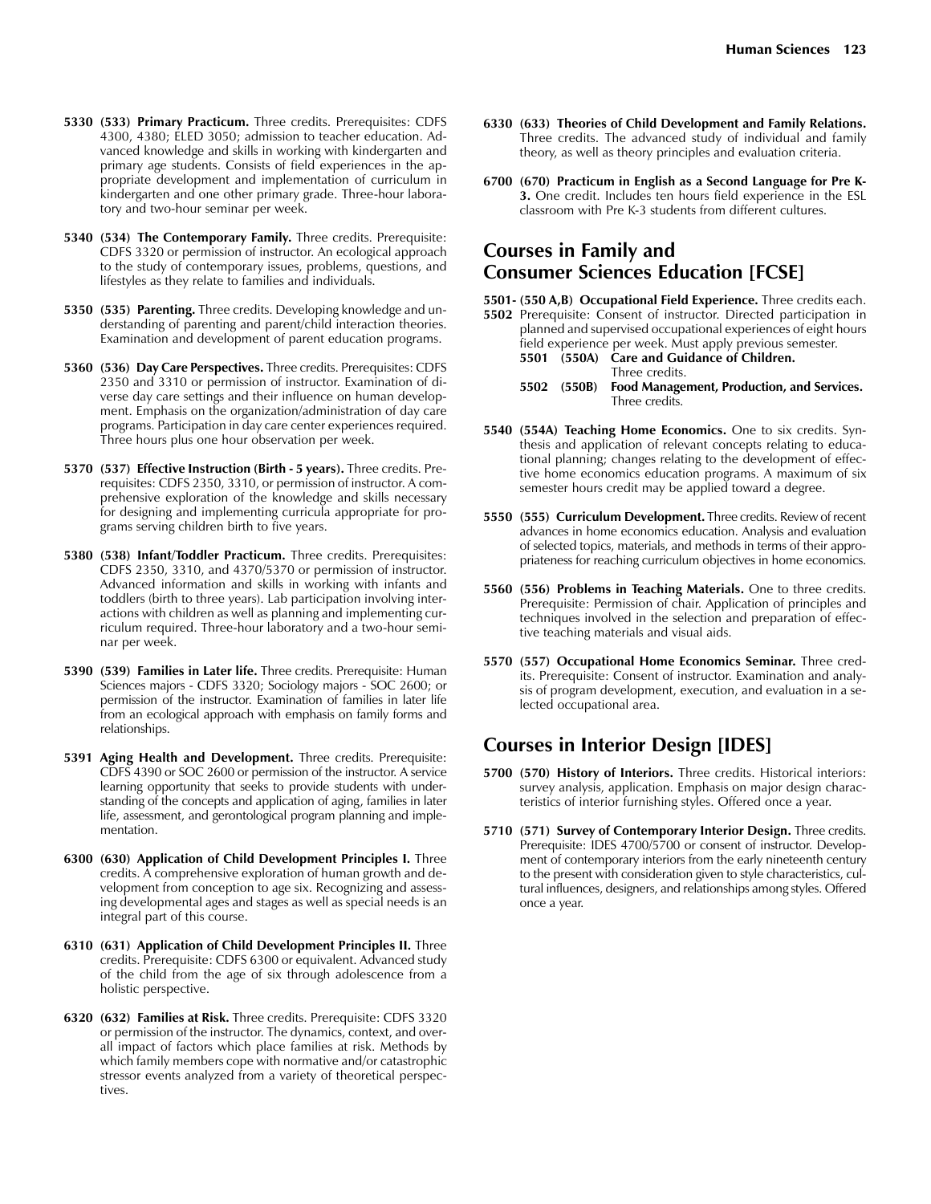**5330 (533) Primary Practicum.** Three credits. Prerequisites: CDFS 4300, 4380; ELED 3050; admission to teacher education. Advanced knowledge and skills in working with kindergarten and primary age students. Consists of field experiences in the appropriate development and implementation of curriculum in kindergarten and one other primary grade. Three-hour laboratory and two-hour seminar per week.

**5340 (534) The Contemporary Family.** Three credits. Prerequisite: CDFS 3320 or permission of instructor. An ecological approach to the study of contemporary issues, problems, questions, and lifestyles as they relate to families and individuals.

**5350 (535) Parenting.** Three credits. Developing knowledge and understanding of parenting and parent/child interaction theories. Examination and development of parent education programs.

**5360 (536) Day Care Perspectives.** Three credits. Prerequisites: CDFS 2350 and 3310 or permission of instructor. Examination of diverse day care settings and their influence on human development. Emphasis on the organization/administration of day care programs. Participation in day care center experiences required. Three hours plus one hour observation per week.

**5370 (537) Effective Instruction (Birth - 5 years).** Three credits. Prerequisites: CDFS 2350, 3310, or permission of instructor. A comprehensive exploration of the knowledge and skills necessary for designing and implementing curricula appropriate for programs serving children birth to five years.

**5380 (538) Infant/Toddler Practicum.** Three credits. Prerequisites: CDFS 2350, 3310, and 4370/5370 or permission of instructor. Advanced information and skills in working with infants and toddlers (birth to three years). Lab participation involving interactions with children as well as planning and implementing curriculum required. Three-hour laboratory and a two-hour seminar per week.

**5390 (539) Families in Later life.** Three credits. Prerequisite: Human Sciences majors - CDFS 3320; Sociology majors - SOC 2600; or permission of the instructor. Examination of families in later life from an ecological approach with emphasis on family forms and relationships.

**5391 Aging Health and Development.** Three credits. Prerequisite: CDFS 4390 or SOC 2600 or permission of the instructor. A service learning opportunity that seeks to provide students with understanding of the concepts and application of aging, families in later life, assessment, and gerontological program planning and implementation.

**6300 (630) Application of Child Development Principles I.** Three credits. A comprehensive exploration of human growth and development from conception to age six. Recognizing and assessing developmental ages and stages as well as special needs is an integral part of this course.

**6310 (631) Application of Child Development Principles II.** Three credits. Prerequisite: CDFS 6300 or equivalent. Advanced study of the child from the age of six through adolescence from a holistic perspective.

**6320 (632) Families at Risk.** Three credits. Prerequisite: CDFS 3320 or permission of the instructor. The dynamics, context, and overall impact of factors which place families at risk. Methods by which family members cope with normative and/or catastrophic stressor events analyzed from a variety of theoretical perspectives.

**6330 (633) Theories of Child Development and Family Relations.** Three credits. The advanced study of individual and family theory, as well as theory principles and evaluation criteria.

**6700 (670) Practicum in English as a Second Language for Pre K-3.** One credit. Includes ten hours field experience in the ESL classroom with Pre K-3 students from different cultures.

## Courses in Family and Consumer Sciences Education [FCSE]

**5501- 5502 (550 A,B) Occupational Field Experience.** Three credits each. Prerequisite: Consent of instructor. Directed participation in planned and supervised occupational experiences of eight hours field experience per week. Must apply previous semester.

- **5501 (550A) Care and Guidance of Children.** Three credits.
- **5502 (550B) Food Management, Production, and Services.** Three credits.

**5540 (554A) Teaching Home Economics.** One to six credits. Synthesis and application of relevant concepts relating to educational planning; changes relating to the development of effective home economics education programs. A maximum of six semester hours credit may be applied toward a degree.

**5550 (555) Curriculum Development.** Three credits. Review of recent advances in home economics education. Analysis and evaluation of selected topics, materials, and methods in terms of their appropriateness for reaching curriculum objectives in home economics.

**5560 (556) Problems in Teaching Materials.** One to three credits. Prerequisite: Permission of chair. Application of principles and techniques involved in the selection and preparation of effective teaching materials and visual aids.

**5570 (557) Occupational Home Economics Seminar.** Three credits. Prerequisite: Consent of instructor. Examination and analysis of program development, execution, and evaluation in a selected occupational area.

## Courses in Interior Design [IDES]

**5700 (570) History of Interiors.** Three credits. Historical interiors: survey analysis, application. Emphasis on major design characteristics of interior furnishing styles. Offered once a year.

**5710 (571) Survey of Contemporary Interior Design.** Three credits. Prerequisite: IDES 4700/5700 or consent of instructor. Development of contemporary interiors from the early nineteenth century to the present with consideration given to style characteristics, cultural influences, designers, and relationships among styles. Offered once a year.